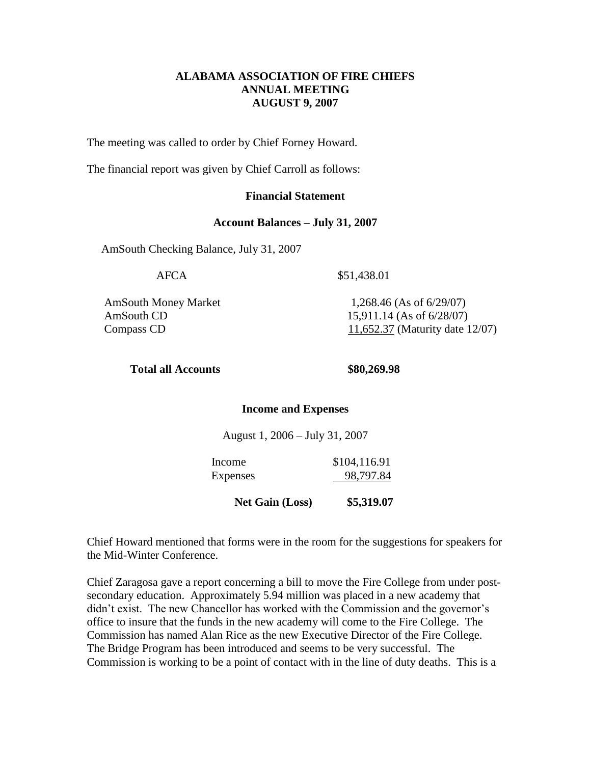# ALABAMA ASSOCIATION OF FIRE CHIEFS
## ANNUAL MEETING
## AUGUST 9, 2007

The meeting was called to order by Chief Forney Howard.

The financial report was given by Chief Carroll as follows:

### Financial Statement

#### Account Balances – July 31, 2007

AmSouth Checking Balance, July 31, 2007

| | |
|---|---|
| AFCA | $51,438.01 |
| AmSouth Money Market | 1,268.46 (As of 6/29/07) |
| AmSouth CD | 15,911.14 (As of 6/28/07) |
| Compass CD | 11,652.37 (Maturity date 12/07) |
| **Total all Accounts** | **$80,269.98** |

#### Income and Expenses

August 1, 2006 – July 31, 2007

| | |
|---|---|
| Income | $104,116.91 |
| Expenses | 98,797.84 |
| **Net Gain (Loss)** | **$5,319.07** |

Chief Howard mentioned that forms were in the room for the suggestions for speakers for the Mid-Winter Conference.

Chief Zaragosa gave a report concerning a bill to move the Fire College from under post-secondary education. Approximately 5.94 million was placed in a new academy that didn't exist. The new Chancellor has worked with the Commission and the governor's office to insure that the funds in the new academy will come to the Fire College. The Commission has named Alan Rice as the new Executive Director of the Fire College. The Bridge Program has been introduced and seems to be very successful. The Commission is working to be a point of contact with in the line of duty deaths. This is a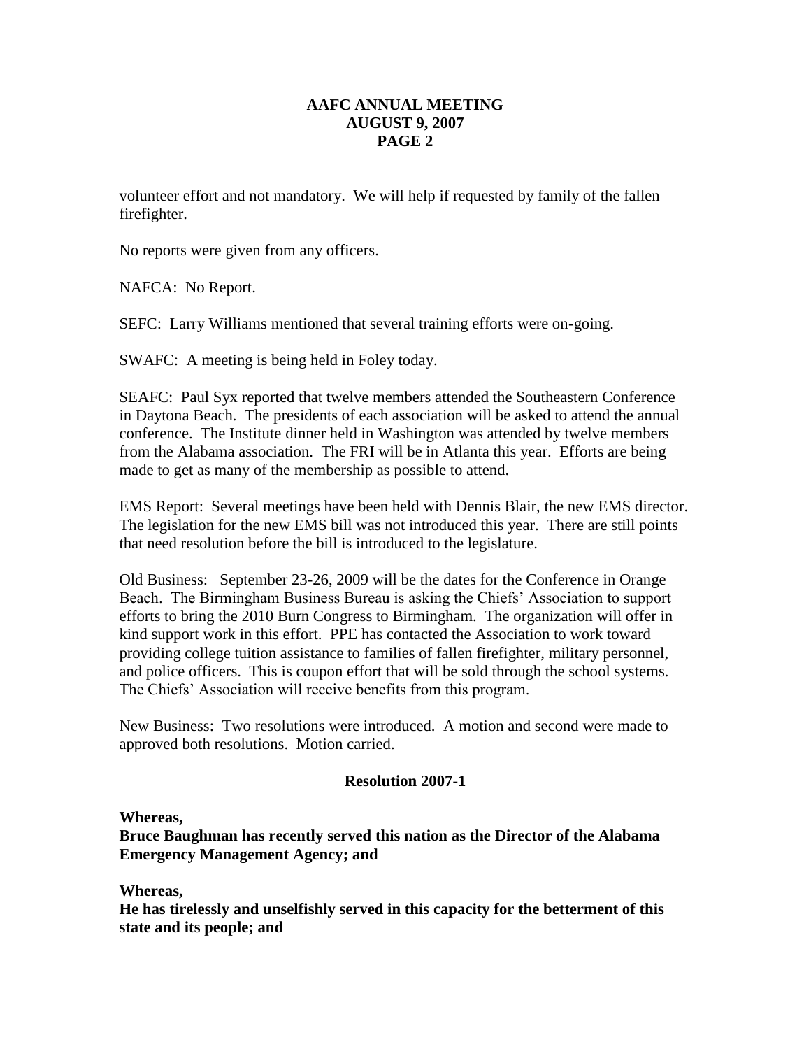volunteer effort and not mandatory. We will help if requested by family of the fallen firefighter.

No reports were given from any officers.

NAFCA: No Report.

SEFC: Larry Williams mentioned that several training efforts were on-going.

SWAFC: A meeting is being held in Foley today.

SEAFC: Paul Syx reported that twelve members attended the Southeastern Conference in Daytona Beach. The presidents of each association will be asked to attend the annual conference. The Institute dinner held in Washington was attended by twelve members from the Alabama association. The FRI will be in Atlanta this year. Efforts are being made to get as many of the membership as possible to attend.

EMS Report: Several meetings have been held with Dennis Blair, the new EMS director. The legislation for the new EMS bill was not introduced this year. There are still points that need resolution before the bill is introduced to the legislature.

Old Business: September 23-26, 2009 will be the dates for the Conference in Orange Beach. The Birmingham Business Bureau is asking the Chiefs' Association to support efforts to bring the 2010 Burn Congress to Birmingham. The organization will offer in kind support work in this effort. PPE has contacted the Association to work toward providing college tuition assistance to families of fallen firefighter, military personnel, and police officers. This is coupon effort that will be sold through the school systems. The Chiefs' Association will receive benefits from this program.

New Business: Two resolutions were introduced. A motion and second were made to approved both resolutions. Motion carried.

**Resolution 2007-1**

**Whereas,**
**Bruce Baughman has recently served this nation as the Director of the Alabama Emergency Management Agency; and**

**Whereas,**
**He has tirelessly and unselfishly served in this capacity for the betterment of this state and its people; and**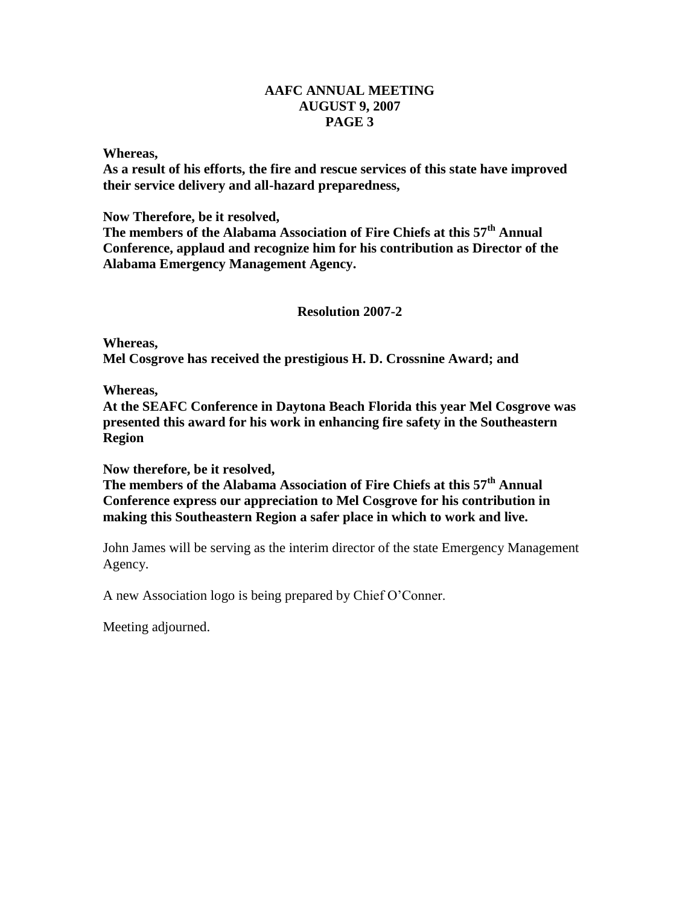**Whereas,**
**As a result of his efforts, the fire and rescue services of this state have improved their service delivery and all-hazard preparedness,**

**Now Therefore, be it resolved,**
**The members of the Alabama Association of Fire Chiefs at this 57th Annual Conference, applaud and recognize him for his contribution as Director of the Alabama Emergency Management Agency.**

## Resolution 2007-2

**Whereas,**
**Mel Cosgrove has received the prestigious H. D. Crossnine Award; and**

**Whereas,**
**At the SEAFC Conference in Daytona Beach Florida this year Mel Cosgrove was presented this award for his work in enhancing fire safety in the Southeastern Region**

**Now therefore, be it resolved,**
**The members of the Alabama Association of Fire Chiefs at this 57th Annual Conference express our appreciation to Mel Cosgrove for his contribution in making this Southeastern Region a safer place in which to work and live.**

John James will be serving as the interim director of the state Emergency Management Agency.

A new Association logo is being prepared by Chief O'Conner.

Meeting adjourned.